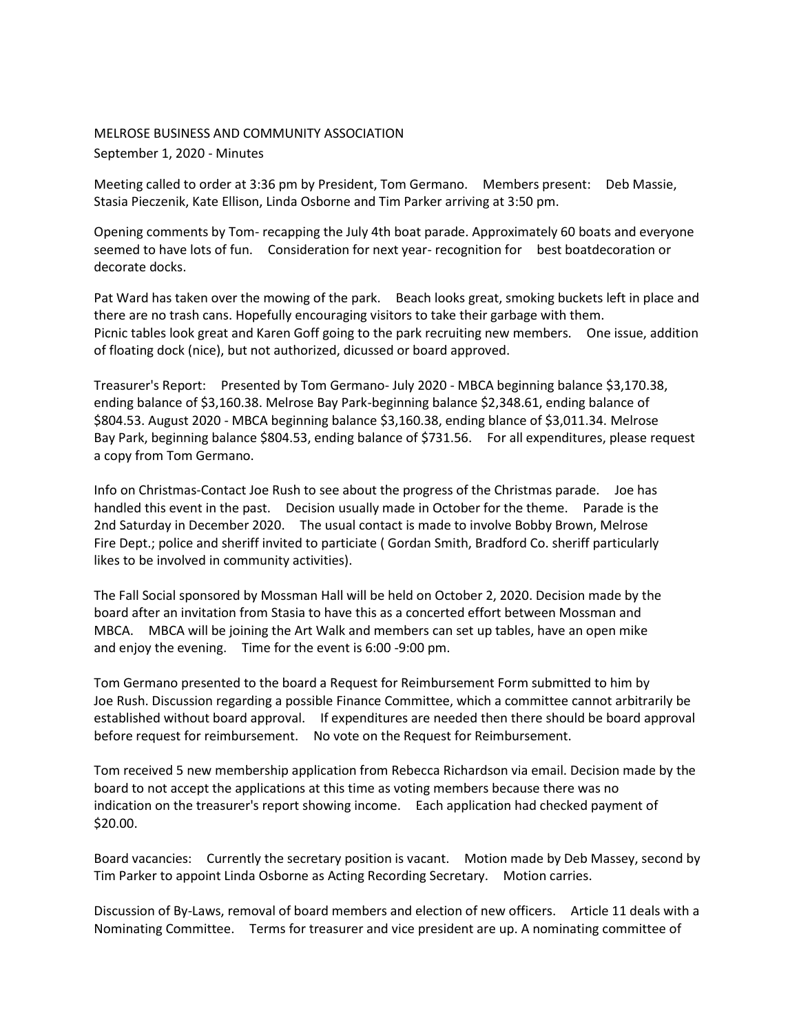MELROSE BUSINESS AND COMMUNITY ASSOCIATION

September 1, 2020 - Minutes

Meeting called to order at 3:36 pm by President, Tom Germano. Members present: Deb Massie, Stasia Pieczenik, Kate Ellison, Linda Osborne and Tim Parker arriving at 3:50 pm.

Opening comments by Tom- recapping the July 4th boat parade. Approximately 60 boats and everyone seemed to have lots of fun. Consideration for next year- recognition for best boatdecoration or decorate docks.

Pat Ward has taken over the mowing of the park. Beach looks great, smoking buckets left in place and there are no trash cans. Hopefully encouraging visitors to take their garbage with them. Picnic tables look great and Karen Goff going to the park recruiting new members. One issue, addition of floating dock (nice), but not authorized, dicussed or board approved.

Treasurer's Report: Presented by Tom Germano- July 2020 - MBCA beginning balance $3,170.38, ending balance of $3,160.38. Melrose Bay Park-beginning balance $2,348.61, ending balance of $804.53. August 2020 - MBCA beginning balance $3,160.38, ending blance of $3,011.34. Melrose Bay Park, beginning balance $804.53, ending balance of $731.56. For all expenditures, please request a copy from Tom Germano.

Info on Christmas-Contact Joe Rush to see about the progress of the Christmas parade. Joe has handled this event in the past. Decision usually made in October for the theme. Parade is the 2nd Saturday in December 2020. The usual contact is made to involve Bobby Brown, Melrose Fire Dept.; police and sheriff invited to particiate ( Gordan Smith, Bradford Co. sheriff particularly likes to be involved in community activities).

The Fall Social sponsored by Mossman Hall will be held on October 2, 2020. Decision made by the board after an invitation from Stasia to have this as a concerted effort between Mossman and MBCA. MBCA will be joining the Art Walk and members can set up tables, have an open mike and enjoy the evening. Time for the event is 6:00 -9:00 pm.

Tom Germano presented to the board a Request for Reimbursement Form submitted to him by Joe Rush. Discussion regarding a possible Finance Committee, which a committee cannot arbitrarily be established without board approval. If expenditures are needed then there should be board approval before request for reimbursement. No vote on the Request for Reimbursement.

Tom received 5 new membership application from Rebecca Richardson via email. Decision made by the board to not accept the applications at this time as voting members because there was no indication on the treasurer's report showing income. Each application had checked payment of $20.00.

Board vacancies: Currently the secretary position is vacant. Motion made by Deb Massey, second by Tim Parker to appoint Linda Osborne as Acting Recording Secretary. Motion carries.

Discussion of By-Laws, removal of board members and election of new officers. Article 11 deals with a Nominating Committee. Terms for treasurer and vice president are up. A nominating committee of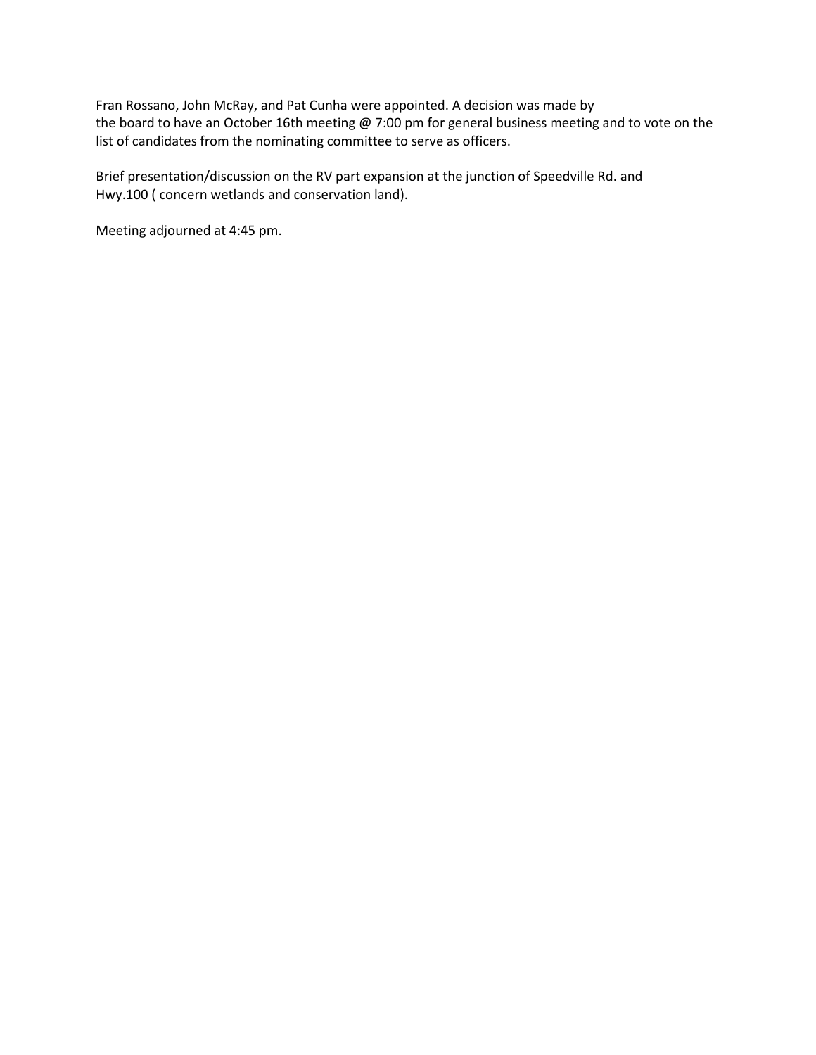Fran Rossano, John McRay, and Pat Cunha were appointed. A decision was made by the board to have an October 16th meeting @ 7:00 pm for general business meeting and to vote on the list of candidates from the nominating committee to serve as officers.

Brief presentation/discussion on the RV part expansion at the junction of Speedville Rd. and Hwy.100 ( concern wetlands and conservation land).

Meeting adjourned at 4:45 pm.